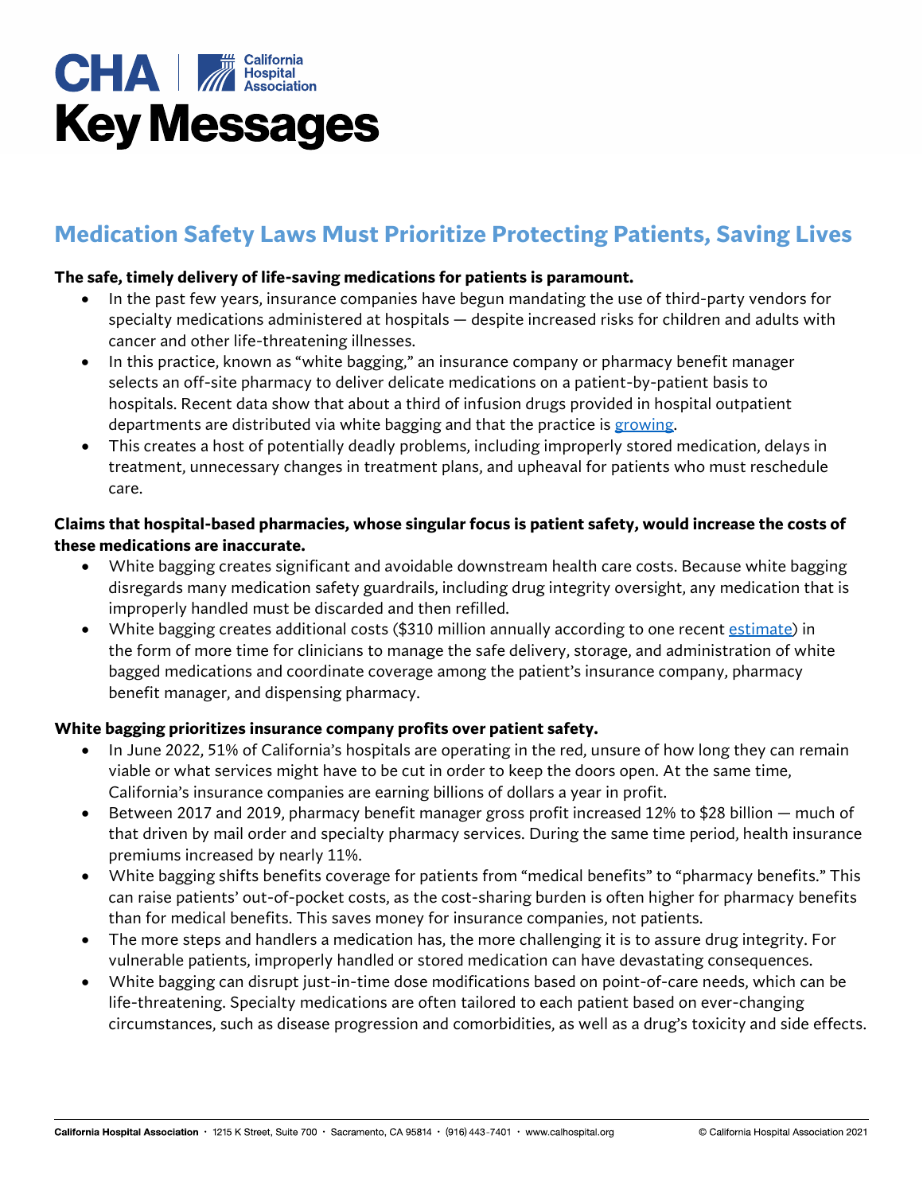# CHA | California Hospital Association

# Key Messages

## Medication Safety Laws Must Prioritize Protecting Patients, Saving Lives

**The safe, timely delivery of life-saving medications for patients is paramount.**

- In the past few years, insurance companies have begun mandating the use of third-party vendors for specialty medications administered at hospitals — despite increased risks for children and adults with cancer and other life-threatening illnesses.
- In this practice, known as "white bagging," an insurance company or pharmacy benefit manager selects an off-site pharmacy to deliver delicate medications on a patient-by-patient basis to hospitals. Recent data show that about a third of infusion drugs provided in hospital outpatient departments are distributed via white bagging and that the practice is growing.
- This creates a host of potentially deadly problems, including improperly stored medication, delays in treatment, unnecessary changes in treatment plans, and upheaval for patients who must reschedule care.

**Claims that hospital-based pharmacies, whose singular focus is patient safety, would increase the costs of these medications are inaccurate.**

- White bagging creates significant and avoidable downstream health care costs. Because white bagging disregards many medication safety guardrails, including drug integrity oversight, any medication that is improperly handled must be discarded and then refilled.
- White bagging creates additional costs ($310 million annually according to one recent estimate) in the form of more time for clinicians to manage the safe delivery, storage, and administration of white bagged medications and coordinate coverage among the patient's insurance company, pharmacy benefit manager, and dispensing pharmacy.

**White bagging prioritizes insurance company profits over patient safety.**

- In June 2022, 51% of California's hospitals are operating in the red, unsure of how long they can remain viable or what services might have to be cut in order to keep the doors open. At the same time, California's insurance companies are earning billions of dollars a year in profit.
- Between 2017 and 2019, pharmacy benefit manager gross profit increased 12% to $28 billion — much of that driven by mail order and specialty pharmacy services. During the same time period, health insurance premiums increased by nearly 11%.
- White bagging shifts benefits coverage for patients from "medical benefits" to "pharmacy benefits." This can raise patients' out-of-pocket costs, as the cost-sharing burden is often higher for pharmacy benefits than for medical benefits. This saves money for insurance companies, not patients.
- The more steps and handlers a medication has, the more challenging it is to assure drug integrity. For vulnerable patients, improperly handled or stored medication can have devastating consequences.
- White bagging can disrupt just-in-time dose modifications based on point-of-care needs, which can be life-threatening. Specialty medications are often tailored to each patient based on ever-changing circumstances, such as disease progression and comorbidities, as well as a drug's toxicity and side effects.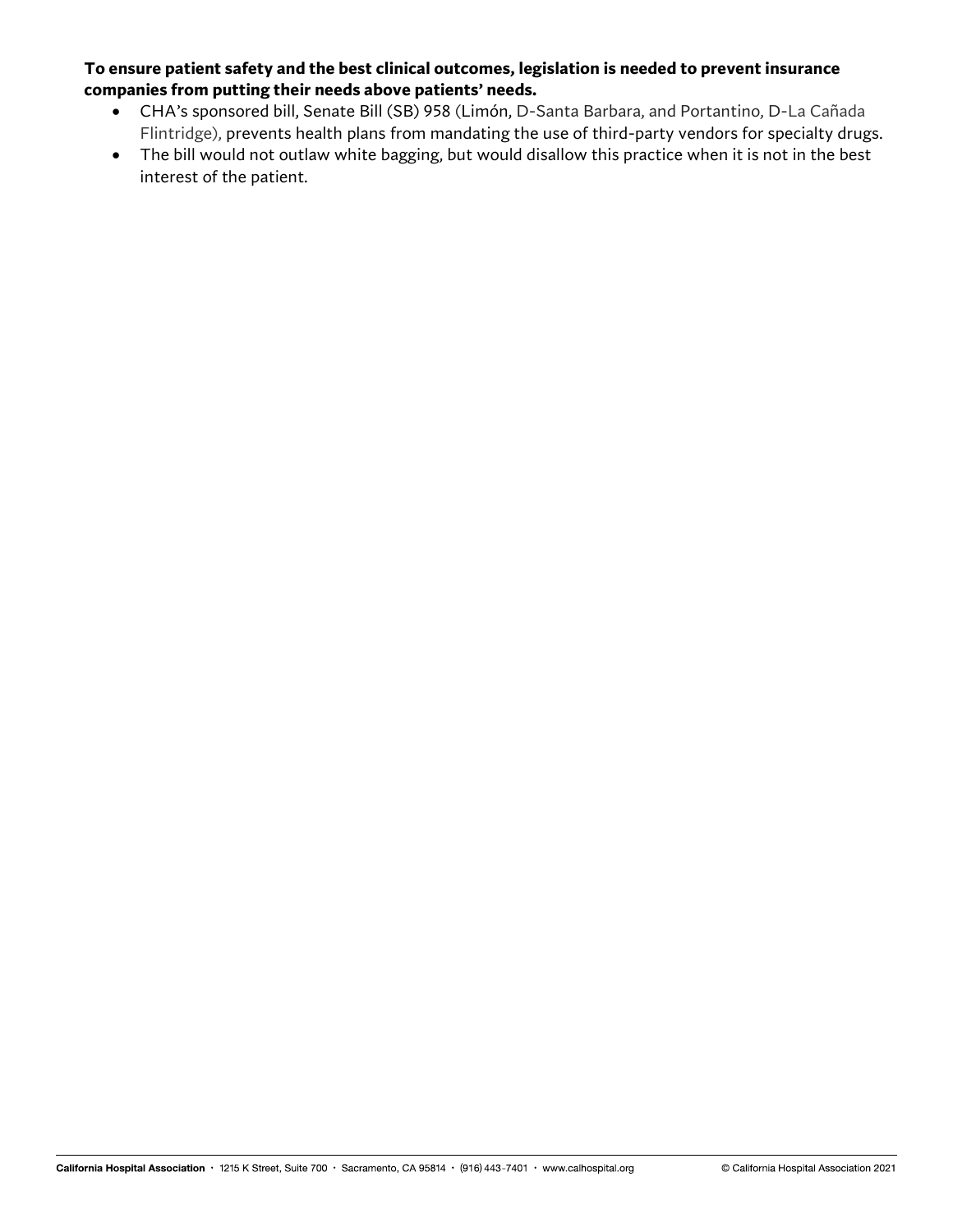**To ensure patient safety and the best clinical outcomes, legislation is needed to prevent insurance companies from putting their needs above patients' needs.**

- CHA's sponsored bill, Senate Bill (SB) 958 (Limón, D-Santa Barbara, and Portantino, D-La Cañada Flintridge), prevents health plans from mandating the use of third-party vendors for specialty drugs.
- The bill would not outlaw white bagging, but would disallow this practice when it is not in the best interest of the patient.